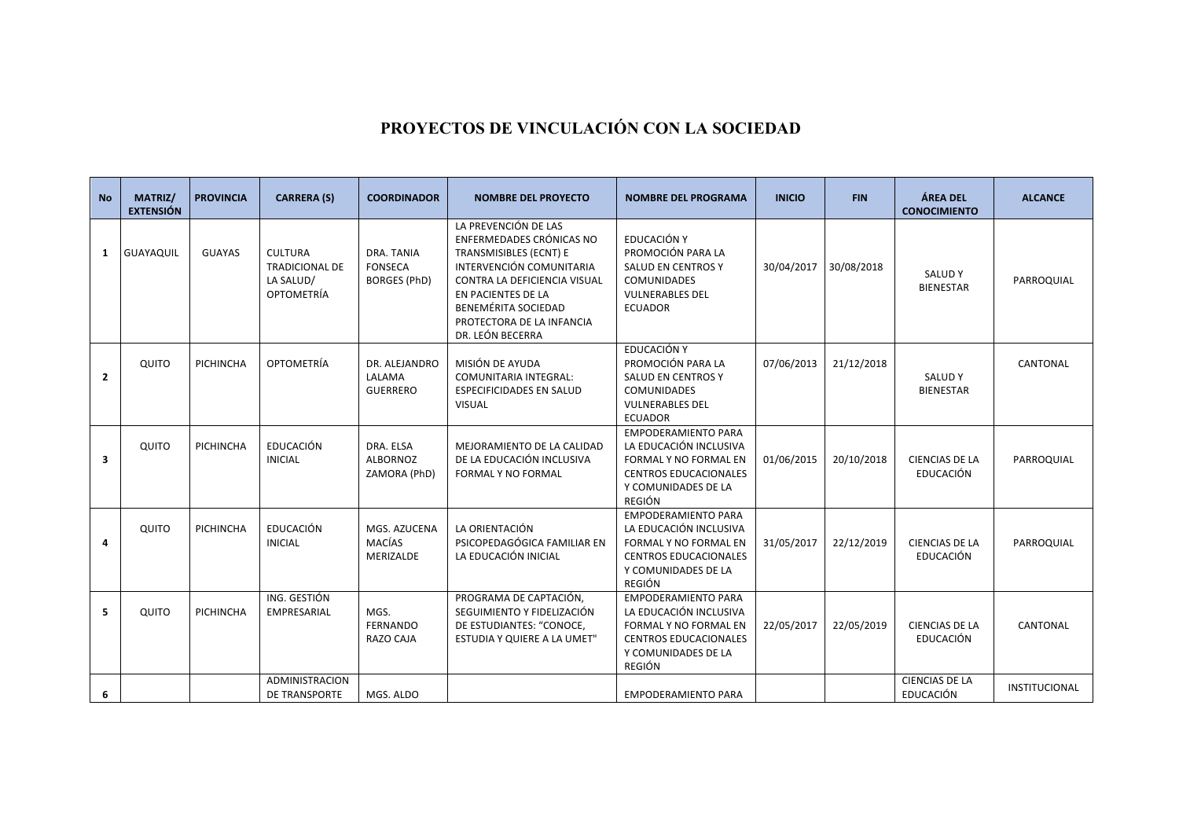# PROYECTOS DE VINCULACIÓN CON LA SOCIEDAD

| No | MATRIZ/ EXTENSIÓN | PROVINCIA | CARRERA (S) | COORDINADOR | NOMBRE DEL PROYECTO | NOMBRE DEL PROGRAMA | INICIO | FIN | ÁREA DEL CONOCIMIENTO | ALCANCE |
|---|---|---|---|---|---|---|---|---|---|---|
| 1 | GUAYAQUIL | GUAYAS | CULTURA TRADICIONAL DE LA SALUD/ OPTOMETRÍA | DRA. TANIA FONSECA BORGES (PhD) | LA PREVENCIÓN DE LAS ENFERMEDADES CRÓNICAS NO TRANSMISIBLES (ECNT) E INTERVENCIÓN COMUNITARIA CONTRA LA DEFICIENCIA VISUAL EN PACIENTES DE LA BENEMÉRITA SOCIEDAD PROTECTORA DE LA INFANCIA DR. LEÓN BECERRA | EDUCACIÓN Y PROMOCIÓN PARA LA SALUD EN CENTROS Y COMUNIDADES VULNERABLES DEL ECUADOR | 30/04/2017 | 30/08/2018 | SALUD Y BIENESTAR | PARROQUIAL |
| 2 | QUITO | PICHINCHA | OPTOMETRÍA | DR. ALEJANDRO LALAMA GUERRERO | MISIÓN DE AYUDA COMUNITARIA INTEGRAL: ESPECIFICIDADES EN SALUD VISUAL | EDUCACIÓN Y PROMOCIÓN PARA LA SALUD EN CENTROS Y COMUNIDADES VULNERABLES DEL ECUADOR | 07/06/2013 | 21/12/2018 | SALUD Y BIENESTAR | CANTONAL |
| 3 | QUITO | PICHINCHA | EDUCACIÓN INICIAL | DRA. ELSA ALBORNOZ ZAMORA (PhD) | MEJORAMIENTO DE LA CALIDAD DE LA EDUCACIÓN INCLUSIVA FORMAL Y NO FORMAL | EMPODERAMIENTO PARA LA EDUCACIÓN INCLUSIVA FORMAL Y NO FORMAL EN CENTROS EDUCACIONALES Y COMUNIDADES DE LA REGIÓN | 01/06/2015 | 20/10/2018 | CIENCIAS DE LA EDUCACIÓN | PARROQUIAL |
| 4 | QUITO | PICHINCHA | EDUCACIÓN INICIAL | MGS. AZUCENA MACÍAS MERIZALDE | LA ORIENTACIÓN PSICOPEDAGÓGICA FAMILIAR EN LA EDUCACIÓN INICIAL | EMPODERAMIENTO PARA LA EDUCACIÓN INCLUSIVA FORMAL Y NO FORMAL EN CENTROS EDUCACIONALES Y COMUNIDADES DE LA REGIÓN | 31/05/2017 | 22/12/2019 | CIENCIAS DE LA EDUCACIÓN | PARROQUIAL |
| 5 | QUITO | PICHINCHA | ING. GESTIÓN EMPRESARIAL | MGS. FERNANDO RAZO CAJA | PROGRAMA DE CAPTACIÓN, SEGUIMIENTO Y FIDELIZACIÓN DE ESTUDIANTES: "CONOCE, ESTUDIA Y QUIERE A LA UMET" | EMPODERAMIENTO PARA LA EDUCACIÓN INCLUSIVA FORMAL Y NO FORMAL EN CENTROS EDUCACIONALES Y COMUNIDADES DE LA REGIÓN | 22/05/2017 | 22/05/2019 | CIENCIAS DE LA EDUCACIÓN | CANTONAL |
| 6 | | | ADMINISTRACION DE TRANSPORTE | MGS. ALDO | | EMPODERAMIENTO PARA | | | CIENCIAS DE LA EDUCACIÓN | INSTITUCIONAL |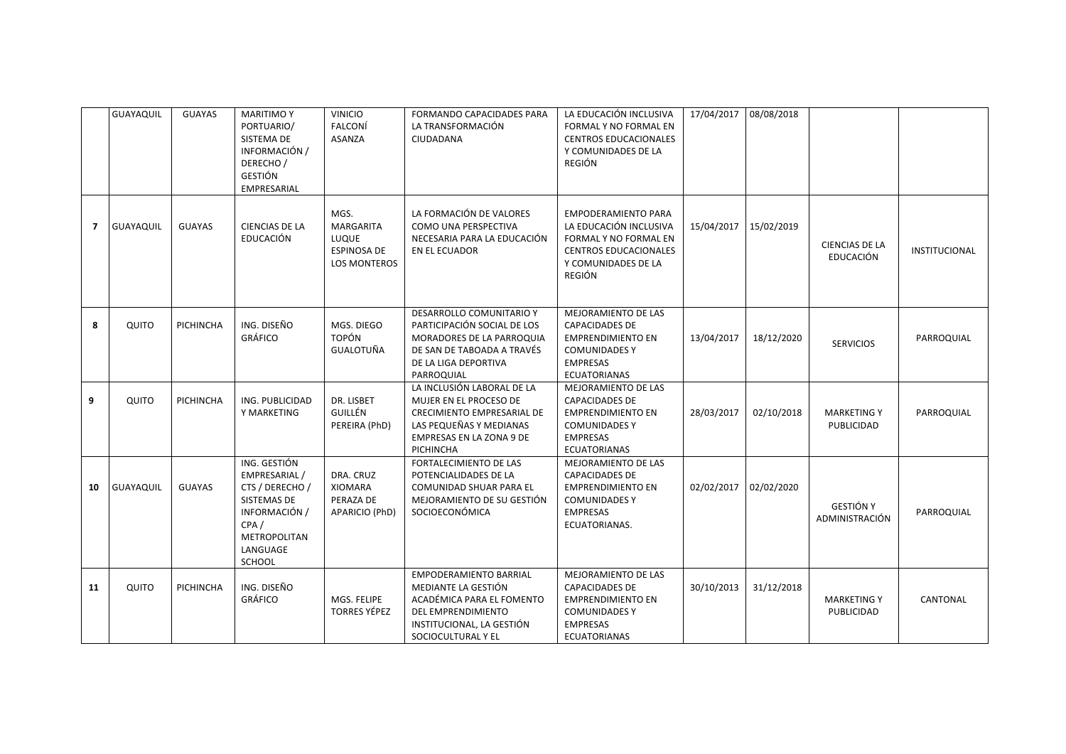| | | | | | | | | | | |
|---|---|---|---|---|---|---|---|---|---|---|
| | GUAYAQUIL | GUAYAS | MARITIMO Y PORTUARIO/ SISTEMA DE INFORMACIÓN / DERECHO / GESTIÓN EMPRESARIAL | VINICIO FALCONÍ ASANZA | FORMANDO CAPACIDADES PARA LA TRANSFORMACIÓN CIUDADANA | LA EDUCACIÓN INCLUSIVA FORMAL Y NO FORMAL EN CENTROS EDUCACIONALES Y COMUNIDADES DE LA REGIÓN | 17/04/2017 | 08/08/2018 | | |
| **7** | GUAYAQUIL | GUAYAS | CIENCIAS DE LA EDUCACIÓN | MGS. MARGARITA LUQUE ESPINOSA DE LOS MONTEROS | LA FORMACIÓN DE VALORES COMO UNA PERSPECTIVA NECESARIA PARA LA EDUCACIÓN EN EL ECUADOR | EMPODERAMIENTO PARA LA EDUCACIÓN INCLUSIVA FORMAL Y NO FORMAL EN CENTROS EDUCACIONALES Y COMUNIDADES DE LA REGIÓN | 15/04/2017 | 15/02/2019 | CIENCIAS DE LA EDUCACIÓN | INSTITUCIONAL |
| **8** | QUITO | PICHINCHA | ING. DISEÑO GRÁFICO | MGS. DIEGO TOPÓN GUALOTUÑA | DESARROLLO COMUNITARIO Y PARTICIPACIÓN SOCIAL DE LOS MORADORES DE LA PARROQUIA DE SAN DE TABOADA A TRAVÉS DE LA LIGA DEPORTIVA PARROQUIAL | MEJORAMIENTO DE LAS CAPACIDADES DE EMPRENDIMIENTO EN COMUNIDADES Y EMPRESAS ECUATORIANAS | 13/04/2017 | 18/12/2020 | SERVICIOS | PARROQUIAL |
| **9** | QUITO | PICHINCHA | ING. PUBLICIDAD Y MARKETING | DR. LISBET GUILLÉN PEREIRA (PhD) | LA INCLUSIÓN LABORAL DE LA MUJER EN EL PROCESO DE CRECIMIENTO EMPRESARIAL DE LAS PEQUEÑAS Y MEDIANAS EMPRESAS EN LA ZONA 9 DE PICHINCHA | MEJORAMIENTO DE LAS CAPACIDADES DE EMPRENDIMIENTO EN COMUNIDADES Y EMPRESAS ECUATORIANAS | 28/03/2017 | 02/10/2018 | MARKETING Y PUBLICIDAD | PARROQUIAL |
| **10** | GUAYAQUIL | GUAYAS | ING. GESTIÓN EMPRESARIAL / CTS / DERECHO / SISTEMAS DE INFORMACIÓN / CPA / METROPOLITAN LANGUAGE SCHOOL | DRA. CRUZ XIOMARA PERAZA DE APARICIO (PhD) | FORTALECIMIENTO DE LAS POTENCIALIDADES DE LA COMUNIDAD SHUAR PARA EL MEJORAMIENTO DE SU GESTIÓN SOCIOECONÓMICA | MEJORAMIENTO DE LAS CAPACIDADES DE EMPRENDIMIENTO EN COMUNIDADES Y EMPRESAS ECUATORIANAS. | 02/02/2017 | 02/02/2020 | GESTIÓN Y ADMINISTRACIÓN | PARROQUIAL |
| **11** | QUITO | PICHINCHA | ING. DISEÑO GRÁFICO | MGS. FELIPE TORRES YÉPEZ | EMPODERAMIENTO BARRIAL MEDIANTE LA GESTIÓN ACADÉMICA PARA EL FOMENTO DEL EMPRENDIMIENTO INSTITUCIONAL, LA GESTIÓN SOCIOCULTURAL Y EL | MEJORAMIENTO DE LAS CAPACIDADES DE EMPRENDIMIENTO EN COMUNIDADES Y EMPRESAS ECUATORIANAS | 30/10/2013 | 31/12/2018 | MARKETING Y PUBLICIDAD | CANTONAL |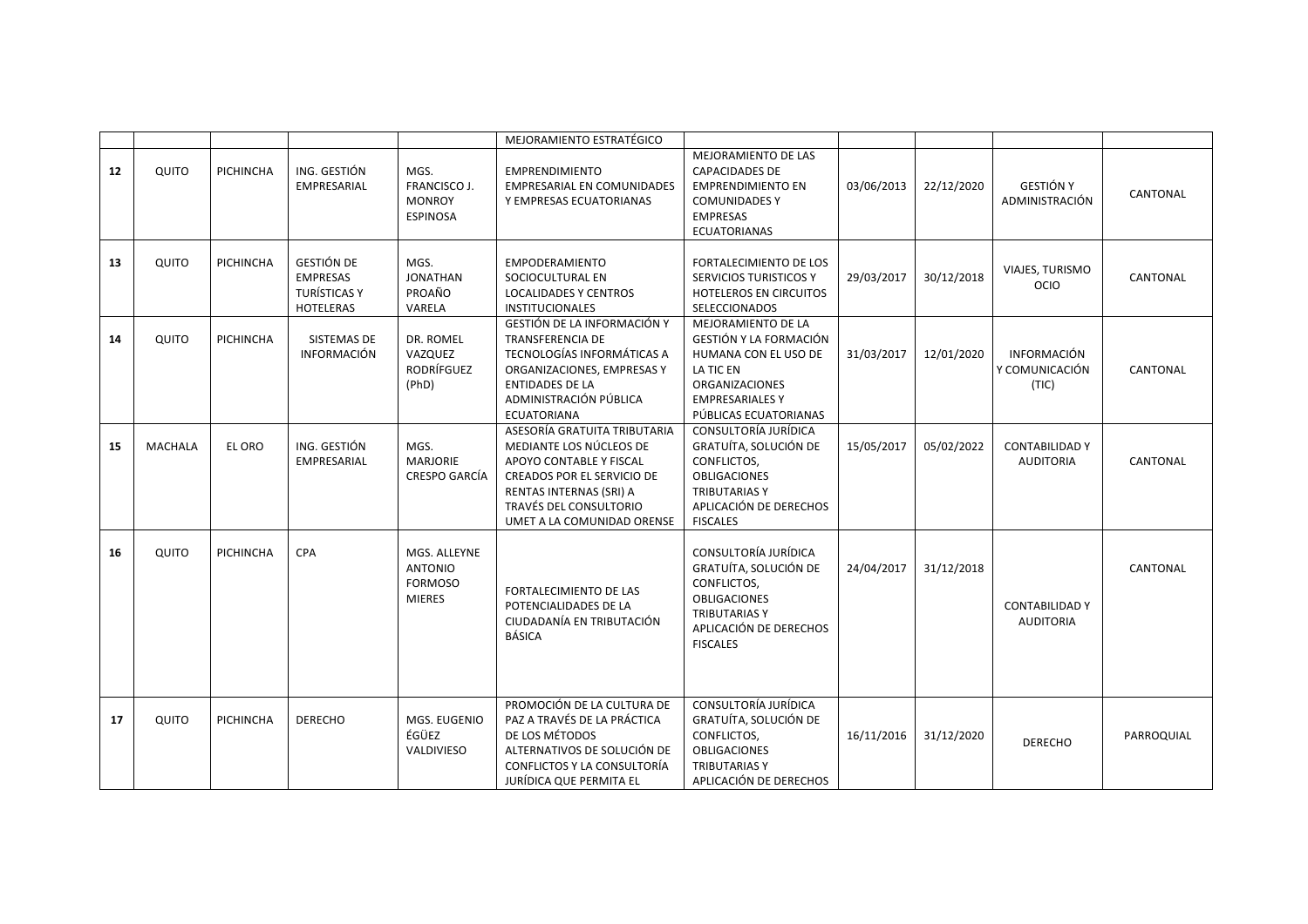| | | | | | | | | | | |
|---|---|---|---|---|---|---|---|---|---|---|
| | | | | | MEJORAMIENTO ESTRATÉGICO | | | | | |
| 12 | QUITO | PICHINCHA | ING. GESTIÓN EMPRESARIAL | MGS. FRANCISCO J. MONROY ESPINOSA | EMPRENDIMIENTO EMPRESARIAL EN COMUNIDADES Y EMPRESAS ECUATORIANAS | MEJORAMIENTO DE LAS CAPACIDADES DE EMPRENDIMIENTO EN COMUNIDADES Y EMPRESAS ECUATORIANAS | 03/06/2013 | 22/12/2020 | GESTIÓN Y ADMINISTRACIÓN | CANTONAL |
| 13 | QUITO | PICHINCHA | GESTIÓN DE EMPRESAS TURÍSTICAS Y HOTELERAS | MGS. JONATHAN PROAÑO VARELA | EMPODERAMIENTO SOCIOCULTURAL EN LOCALIDADES Y CENTROS INSTITUCIONALES | FORTALECIMIENTO DE LOS SERVICIOS TURISTICOS Y HOTELEROS EN CIRCUITOS SELECCIONADOS | 29/03/2017 | 30/12/2018 | VIAJES, TURISMO OCIO | CANTONAL |
| 14 | QUITO | PICHINCHA | SISTEMAS DE INFORMACIÓN | DR. ROMEL VAZQUEZ RODRÍFGUEZ (PhD) | GESTIÓN DE LA INFORMACIÓN Y TRANSFERENCIA DE TECNOLOGÍAS INFORMÁTICAS A ORGANIZACIONES, EMPRESAS Y ENTIDADES DE LA ADMINISTRACIÓN PÚBLICA ECUATORIANA | MEJORAMIENTO DE LA GESTIÓN Y LA FORMACIÓN HUMANA CON EL USO DE LA TIC EN ORGANIZACIONES EMPRESARIALES Y PÚBLICAS ECUATORIANAS | 31/03/2017 | 12/01/2020 | INFORMACIÓN Y COMUNICACIÓN (TIC) | CANTONAL |
| 15 | MACHALA | EL ORO | ING. GESTIÓN EMPRESARIAL | MGS. MARJORIE CRESPO GARCÍA | ASESORÍA GRATUITA TRIBUTARIA MEDIANTE LOS NÚCLEOS DE APOYO CONTABLE Y FISCAL CREADOS POR EL SERVICIO DE RENTAS INTERNAS (SRI) A TRAVÉS DEL CONSULTORIO UMET A LA COMUNIDAD ORENSE | CONSULTORÍA JURÍDICA GRATUÍTA, SOLUCIÓN DE CONFLICTOS, OBLIGACIONES TRIBUTARIAS Y APLICACIÓN DE DERECHOS FISCALES | 15/05/2017 | 05/02/2022 | CONTABILIDAD Y AUDITORIA | CANTONAL |
| 16 | QUITO | PICHINCHA | CPA | MGS. ALLEYNE ANTONIO FORMOSO MIERES | FORTALECIMIENTO DE LAS POTENCIALIDADES DE LA CIUDADANÍA EN TRIBUTACIÓN BÁSICA | CONSULTORÍA JURÍDICA GRATUÍTA, SOLUCIÓN DE CONFLICTOS, OBLIGACIONES TRIBUTARIAS Y APLICACIÓN DE DERECHOS FISCALES | 24/04/2017 | 31/12/2018 | CONTABILIDAD Y AUDITORIA | CANTONAL |
| 17 | QUITO | PICHINCHA | DERECHO | MGS. EUGENIO ÉGÜEZ VALDIVIESO | PROMOCIÓN DE LA CULTURA DE PAZ A TRAVÉS DE LA PRÁCTICA DE LOS MÉTODOS ALTERNATIVOS DE SOLUCIÓN DE CONFLICTOS Y LA CONSULTORÍA JURÍDICA QUE PERMITA EL | CONSULTORÍA JURÍDICA GRATUÍTA, SOLUCIÓN DE CONFLICTOS, OBLIGACIONES TRIBUTARIAS Y APLICACIÓN DE DERECHOS | 16/11/2016 | 31/12/2020 | DERECHO | PARROQUIAL |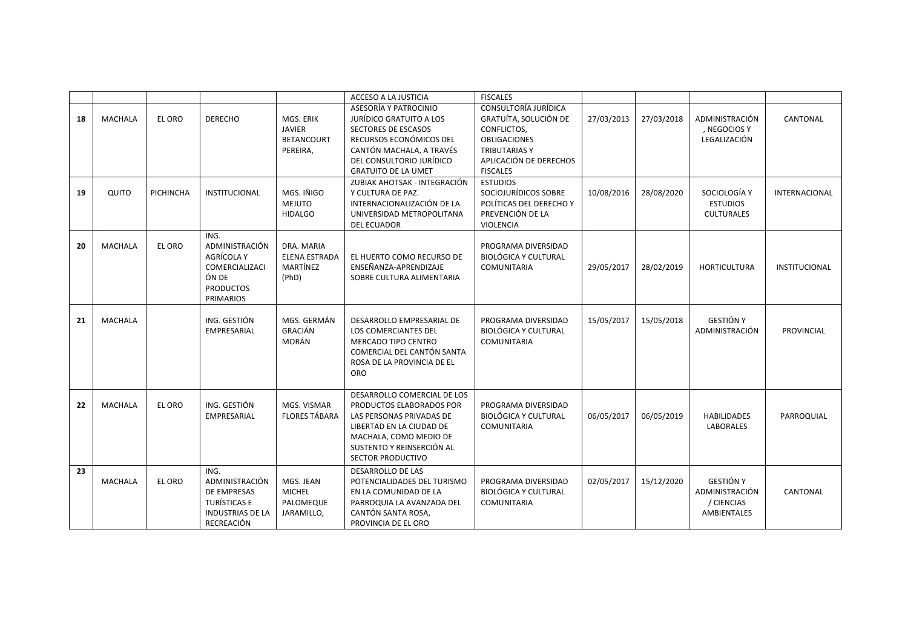| | | | | | | | | | | |
|---|---|---|---|---|---|---|---|---|---|---|
| | | | | | ACCESO A LA JUSTICIA | FISCALES | | | | |
| 18 | MACHALA | EL ORO | DERECHO | MGS. ERIK JAVIER BETANCOURT PEREIRA, | ASESORÍA Y PATROCINIO JURÍDICO GRATUITO A LOS SECTORES DE ESCASOS RECURSOS ECONÓMICOS DEL CANTÓN MACHALA, A TRAVÉS DEL CONSULTORIO JURÍDICO GRATUITO DE LA UMET | CONSULTORÍA JURÍDICA GRATUÍTA, SOLUCIÓN DE CONFLICTOS, OBLIGACIONES TRIBUTARIAS Y APLICACIÓN DE DERECHOS FISCALES | 27/03/2013 | 27/03/2018 | ADMINISTRACIÓN, NEGOCIOS Y LEGALIZACIÓN | CANTONAL |
| 19 | QUITO | PICHINCHA | INSTITUCIONAL | MGS. IÑIGO MEJUTO HIDALGO | ZUBIAK AHOTSAK - INTEGRACIÓN Y CULTURA DE PAZ. INTERNACIONALIZACIÓN DE LA UNIVERSIDAD METROPOLITANA DEL ECUADOR | ESTUDIOS SOCIOJURÍDICOS SOBRE POLÍTICAS DEL DERECHO Y PREVENCIÓN DE LA VIOLENCIA | 10/08/2016 | 28/08/2020 | SOCIOLOGÍA Y ESTUDIOS CULTURALES | INTERNACIONAL |
| 20 | MACHALA | EL ORO | ING. ADMINISTRACIÓN AGRÍCOLA Y COMERCIALIZACIÓN DE PRODUCTOS PRIMARIOS | DRA. MARIA ELENA ESTRADA MARTÍNEZ (PhD) | EL HUERTO COMO RECURSO DE ENSEÑANZA-APRENDIZAJE SOBRE CULTURA ALIMENTARIA | PROGRAMA DIVERSIDAD BIOLÓGICA Y CULTURAL COMUNITARIA | 29/05/2017 | 28/02/2019 | HORTICULTURA | INSTITUCIONAL |
| 21 | MACHALA | | ING. GESTIÓN EMPRESARIAL | MGS. GERMÁN GRACIÁN MORÁN | DESARROLLO EMPRESARIAL DE LOS COMERCIANTES DEL MERCADO TIPO CENTRO COMERCIAL DEL CANTÓN SANTA ROSA DE LA PROVINCIA DE EL ORO | PROGRAMA DIVERSIDAD BIOLÓGICA Y CULTURAL COMUNITARIA | 15/05/2017 | 15/05/2018 | GESTIÓN Y ADMINISTRACIÓN | PROVINCIAL |
| 22 | MACHALA | EL ORO | ING. GESTIÓN EMPRESARIAL | MGS. VISMAR FLORES TÁBARA | DESARROLLO COMERCIAL DE LOS PRODUCTOS ELABORADOS POR LAS PERSONAS PRIVADAS DE LIBERTAD EN LA CIUDAD DE MACHALA, COMO MEDIO DE SUSTENTO Y REINSERCIÓN AL SECTOR PRODUCTIVO | PROGRAMA DIVERSIDAD BIOLÓGICA Y CULTURAL COMUNITARIA | 06/05/2017 | 06/05/2019 | HABILIDADES LABORALES | PARROQUIAL |
| 23 | MACHALA | EL ORO | ING. ADMINISTRACIÓN DE EMPRESAS TURÍSTICAS E INDUSTRIAS DE LA RECREACIÓN | MGS. JEAN MICHEL PALOMEQUE JARAMILLO, | DESARROLLO DE LAS POTENCIALIDADES DEL TURISMO EN LA COMUNIDAD DE LA PARROQUIA LA AVANZADA DEL CANTÓN SANTA ROSA, PROVINCIA DE EL ORO | PROGRAMA DIVERSIDAD BIOLÓGICA Y CULTURAL COMUNITARIA | 02/05/2017 | 15/12/2020 | GESTIÓN Y ADMINISTRACIÓN / CIENCIAS AMBIENTALES | CANTONAL |